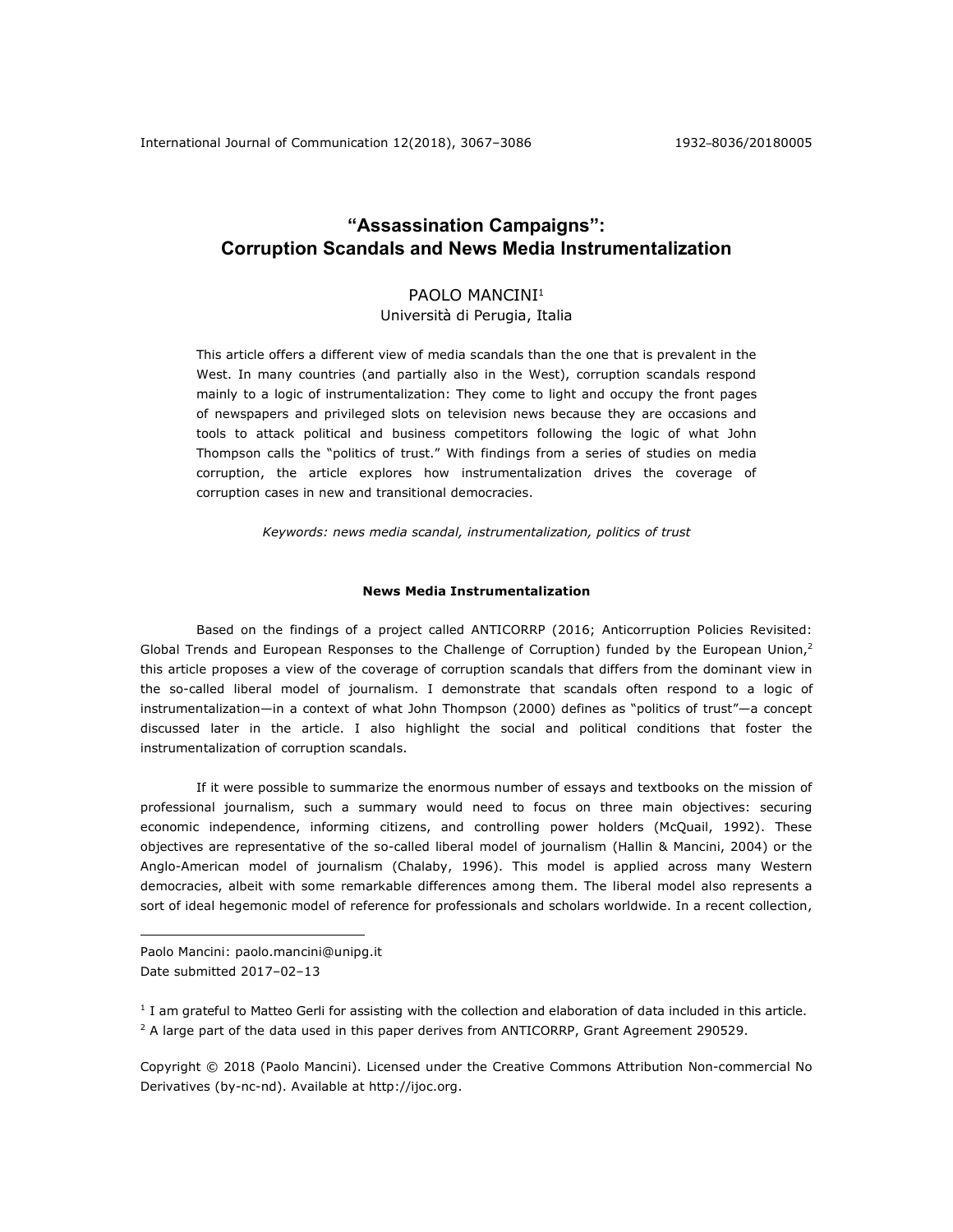# "Assassination Campaigns": Corruption Scandals and News Media Instrumentalization

PAOLO MANCINI[1]
Università di Perugia, Italia

This article offers a different view of media scandals than the one that is prevalent in the West. In many countries (and partially also in the West), corruption scandals respond mainly to a logic of instrumentalization: They come to light and occupy the front pages of newspapers and privileged slots on television news because they are occasions and tools to attack political and business competitors following the logic of what John Thompson calls the "politics of trust." With findings from a series of studies on media corruption, the article explores how instrumentalization drives the coverage of corruption cases in new and transitional democracies.

*Keywords: news media scandal, instrumentalization, politics of trust*

## News Media Instrumentalization

Based on the findings of a project called ANTICORRP (2016; Anticorruption Policies Revisited: Global Trends and European Responses to the Challenge of Corruption) funded by the European Union,[2] this article proposes a view of the coverage of corruption scandals that differs from the dominant view in the so-called liberal model of journalism. I demonstrate that scandals often respond to a logic of instrumentalization—in a context of what John Thompson (2000) defines as "politics of trust"—a concept discussed later in the article. I also highlight the social and political conditions that foster the instrumentalization of corruption scandals.

If it were possible to summarize the enormous number of essays and textbooks on the mission of professional journalism, such a summary would need to focus on three main objectives: securing economic independence, informing citizens, and controlling power holders (McQuail, 1992). These objectives are representative of the so-called liberal model of journalism (Hallin & Mancini, 2004) or the Anglo-American model of journalism (Chalaby, 1996). This model is applied across many Western democracies, albeit with some remarkable differences among them. The liberal model also represents a sort of ideal hegemonic model of reference for professionals and scholars worldwide. In a recent collection,

---

Paolo Mancini: paolo.mancini@unipg.it
Date submitted 2017–02–13

[1] I am grateful to Matteo Gerli for assisting with the collection and elaboration of data included in this article.
[2] A large part of the data used in this paper derives from ANTICORRP, Grant Agreement 290529.

Copyright © 2018 (Paolo Mancini). Licensed under the Creative Commons Attribution Non-commercial No Derivatives (by-nc-nd). Available at http://ijoc.org.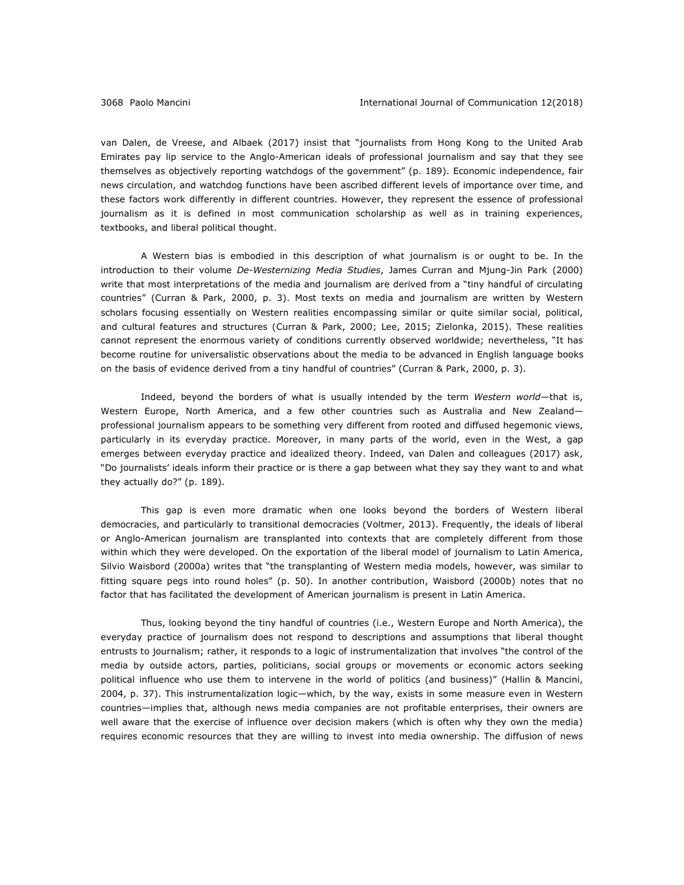van Dalen, de Vreese, and Albaek (2017) insist that "journalists from Hong Kong to the United Arab Emirates pay lip service to the Anglo-American ideals of professional journalism and say that they see themselves as objectively reporting watchdogs of the government" (p. 189). Economic independence, fair news circulation, and watchdog functions have been ascribed different levels of importance over time, and these factors work differently in different countries. However, they represent the essence of professional journalism as it is defined in most communication scholarship as well as in training experiences, textbooks, and liberal political thought.

A Western bias is embodied in this description of what journalism is or ought to be. In the introduction to their volume *De-Westernizing Media Studies*, James Curran and Mjung-Jin Park (2000) write that most interpretations of the media and journalism are derived from a "tiny handful of circulating countries" (Curran & Park, 2000, p. 3). Most texts on media and journalism are written by Western scholars focusing essentially on Western realities encompassing similar or quite similar social, political, and cultural features and structures (Curran & Park, 2000; Lee, 2015; Zielonka, 2015). These realities cannot represent the enormous variety of conditions currently observed worldwide; nevertheless, "It has become routine for universalistic observations about the media to be advanced in English language books on the basis of evidence derived from a tiny handful of countries" (Curran & Park, 2000, p. 3).

Indeed, beyond the borders of what is usually intended by the term *Western world*—that is, Western Europe, North America, and a few other countries such as Australia and New Zealand—professional journalism appears to be something very different from rooted and diffused hegemonic views, particularly in its everyday practice. Moreover, in many parts of the world, even in the West, a gap emerges between everyday practice and idealized theory. Indeed, van Dalen and colleagues (2017) ask, "Do journalists' ideals inform their practice or is there a gap between what they say they want to and what they actually do?" (p. 189).

This gap is even more dramatic when one looks beyond the borders of Western liberal democracies, and particularly to transitional democracies (Voltmer, 2013). Frequently, the ideals of liberal or Anglo-American journalism are transplanted into contexts that are completely different from those within which they were developed. On the exportation of the liberal model of journalism to Latin America, Silvio Waisbord (2000a) writes that "the transplanting of Western media models, however, was similar to fitting square pegs into round holes" (p. 50). In another contribution, Waisbord (2000b) notes that no factor that has facilitated the development of American journalism is present in Latin America.

Thus, looking beyond the tiny handful of countries (i.e., Western Europe and North America), the everyday practice of journalism does not respond to descriptions and assumptions that liberal thought entrusts to journalism; rather, it responds to a logic of instrumentalization that involves "the control of the media by outside actors, parties, politicians, social groups or movements or economic actors seeking political influence who use them to intervene in the world of politics (and business)" (Hallin & Mancini, 2004, p. 37). This instrumentalization logic—which, by the way, exists in some measure even in Western countries—implies that, although news media companies are not profitable enterprises, their owners are well aware that the exercise of influence over decision makers (which is often why they own the media) requires economic resources that they are willing to invest into media ownership. The diffusion of news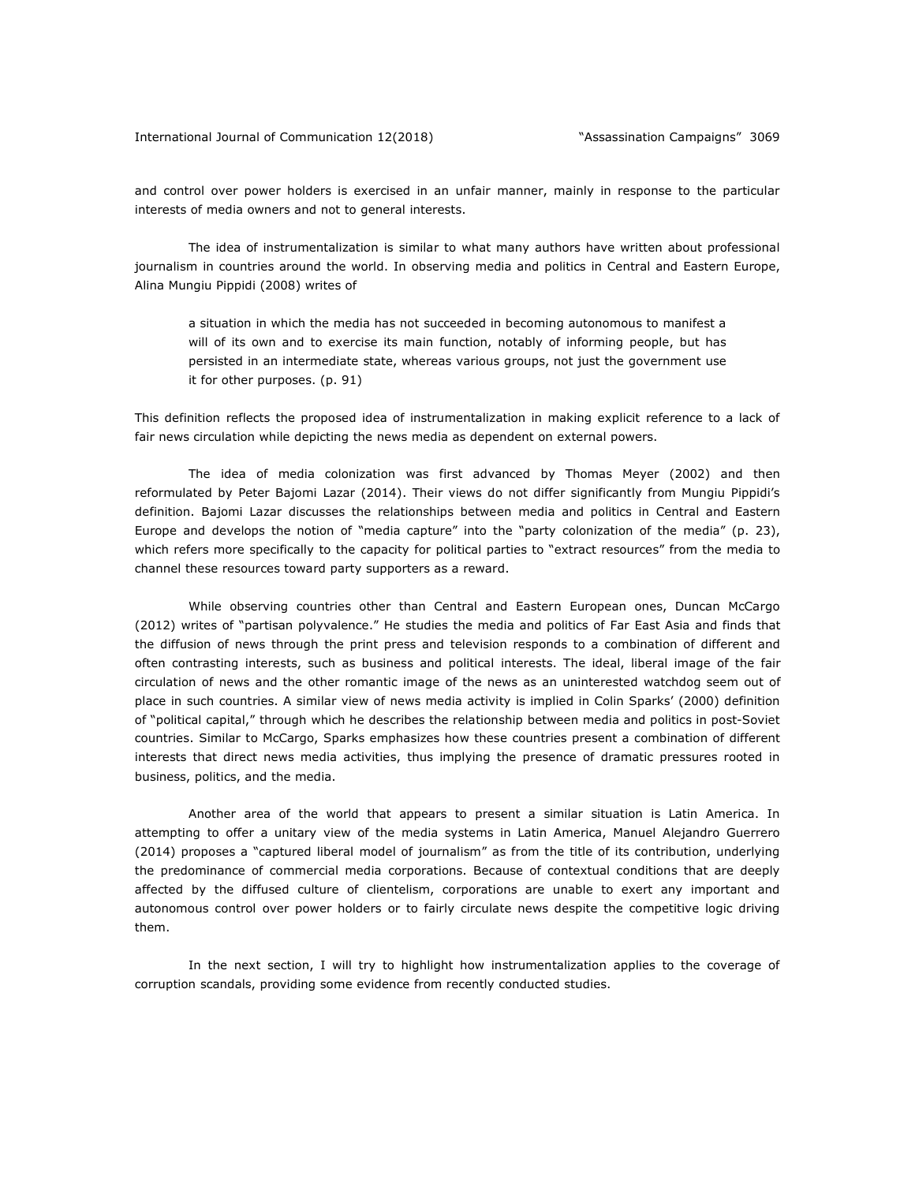and control over power holders is exercised in an unfair manner, mainly in response to the particular interests of media owners and not to general interests.

The idea of instrumentalization is similar to what many authors have written about professional journalism in countries around the world. In observing media and politics in Central and Eastern Europe, Alina Mungiu Pippidi (2008) writes of

> a situation in which the media has not succeeded in becoming autonomous to manifest a will of its own and to exercise its main function, notably of informing people, but has persisted in an intermediate state, whereas various groups, not just the government use it for other purposes. (p. 91)

This definition reflects the proposed idea of instrumentalization in making explicit reference to a lack of fair news circulation while depicting the news media as dependent on external powers.

The idea of media colonization was first advanced by Thomas Meyer (2002) and then reformulated by Peter Bajomi Lazar (2014). Their views do not differ significantly from Mungiu Pippidi's definition. Bajomi Lazar discusses the relationships between media and politics in Central and Eastern Europe and develops the notion of "media capture" into the "party colonization of the media" (p. 23), which refers more specifically to the capacity for political parties to "extract resources" from the media to channel these resources toward party supporters as a reward.

While observing countries other than Central and Eastern European ones, Duncan McCargo (2012) writes of "partisan polyvalence." He studies the media and politics of Far East Asia and finds that the diffusion of news through the print press and television responds to a combination of different and often contrasting interests, such as business and political interests. The ideal, liberal image of the fair circulation of news and the other romantic image of the news as an uninterested watchdog seem out of place in such countries. A similar view of news media activity is implied in Colin Sparks' (2000) definition of "political capital," through which he describes the relationship between media and politics in post-Soviet countries. Similar to McCargo, Sparks emphasizes how these countries present a combination of different interests that direct news media activities, thus implying the presence of dramatic pressures rooted in business, politics, and the media.

Another area of the world that appears to present a similar situation is Latin America. In attempting to offer a unitary view of the media systems in Latin America, Manuel Alejandro Guerrero (2014) proposes a "captured liberal model of journalism" as from the title of its contribution, underlying the predominance of commercial media corporations. Because of contextual conditions that are deeply affected by the diffused culture of clientelism, corporations are unable to exert any important and autonomous control over power holders or to fairly circulate news despite the competitive logic driving them.

In the next section, I will try to highlight how instrumentalization applies to the coverage of corruption scandals, providing some evidence from recently conducted studies.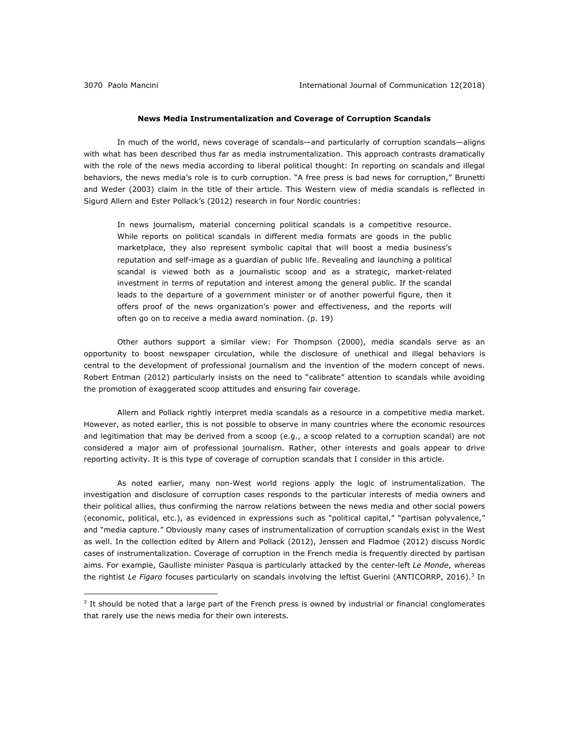### News Media Instrumentalization and Coverage of Corruption Scandals

In much of the world, news coverage of scandals—and particularly of corruption scandals—aligns with what has been described thus far as media instrumentalization. This approach contrasts dramatically with the role of the news media according to liberal political thought: In reporting on scandals and illegal behaviors, the news media's role is to curb corruption. "A free press is bad news for corruption," Brunetti and Weder (2003) claim in the title of their article. This Western view of media scandals is reflected in Sigurd Allern and Ester Pollack's (2012) research in four Nordic countries:

> In news journalism, material concerning political scandals is a competitive resource. While reports on political scandals in different media formats are goods in the public marketplace, they also represent symbolic capital that will boost a media business's reputation and self-image as a guardian of public life. Revealing and launching a political scandal is viewed both as a journalistic scoop and as a strategic, market-related investment in terms of reputation and interest among the general public. If the scandal leads to the departure of a government minister or of another powerful figure, then it offers proof of the news organization's power and effectiveness, and the reports will often go on to receive a media award nomination. (p. 19)

Other authors support a similar view: For Thompson (2000), media scandals serve as an opportunity to boost newspaper circulation, while the disclosure of unethical and illegal behaviors is central to the development of professional journalism and the invention of the modern concept of news. Robert Entman (2012) particularly insists on the need to "calibrate" attention to scandals while avoiding the promotion of exaggerated scoop attitudes and ensuring fair coverage.

Allern and Pollack rightly interpret media scandals as a resource in a competitive media market. However, as noted earlier, this is not possible to observe in many countries where the economic resources and legitimation that may be derived from a scoop (e.g., a scoop related to a corruption scandal) are not considered a major aim of professional journalism. Rather, other interests and goals appear to drive reporting activity. It is this type of coverage of corruption scandals that I consider in this article.

As noted earlier, many non-West world regions apply the logic of instrumentalization. The investigation and disclosure of corruption cases responds to the particular interests of media owners and their political allies, thus confirming the narrow relations between the news media and other social powers (economic, political, etc.), as evidenced in expressions such as "political capital," "partisan polyvalence," and "media capture." Obviously many cases of instrumentalization of corruption scandals exist in the West as well. In the collection edited by Allern and Pollack (2012), Jenssen and Fladmoe (2012) discuss Nordic cases of instrumentalization. Coverage of corruption in the French media is frequently directed by partisan aims. For example, Gaulliste minister Pasqua is particularly attacked by the center-left *Le Monde*, whereas the rightist *Le Figaro* focuses particularly on scandals involving the leftist Guerini (ANTICORRP, 2016).[3] In

[3] It should be noted that a large part of the French press is owned by industrial or financial conglomerates that rarely use the news media for their own interests.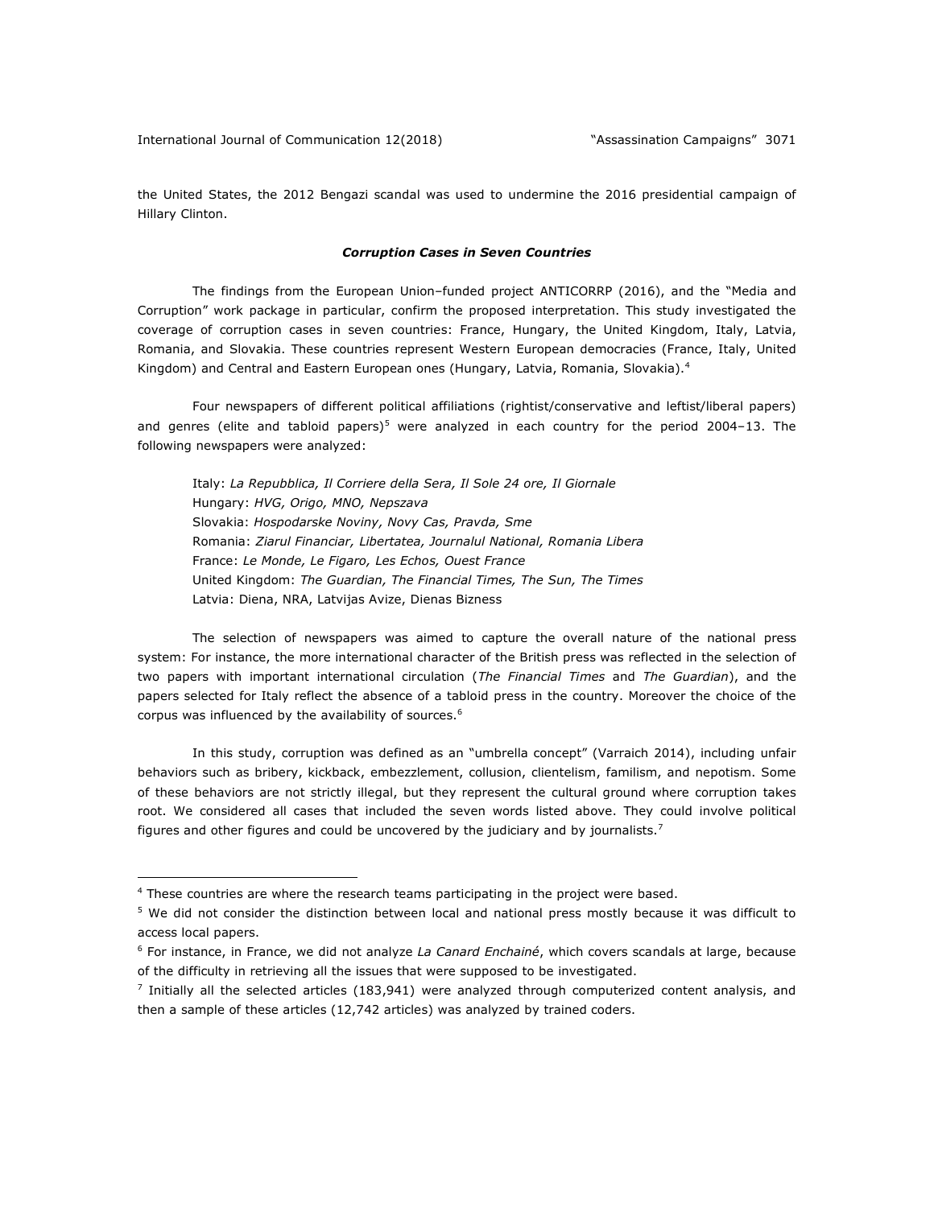the United States, the 2012 Bengazi scandal was used to undermine the 2016 presidential campaign of Hillary Clinton.

### ***Corruption Cases in Seven Countries***

The findings from the European Union–funded project ANTICORRP (2016), and the "Media and Corruption" work package in particular, confirm the proposed interpretation. This study investigated the coverage of corruption cases in seven countries: France, Hungary, the United Kingdom, Italy, Latvia, Romania, and Slovakia. These countries represent Western European democracies (France, Italy, United Kingdom) and Central and Eastern European ones (Hungary, Latvia, Romania, Slovakia).[4]

Four newspapers of different political affiliations (rightist/conservative and leftist/liberal papers) and genres (elite and tabloid papers)[5] were analyzed in each country for the period 2004–13. The following newspapers were analyzed:

Italy: *La Repubblica, Il Corriere della Sera, Il Sole 24 ore, Il Giornale*
Hungary: *HVG, Origo, MNO, Nepszava*
Slovakia: *Hospodarske Noviny, Novy Cas, Pravda, Sme*
Romania: *Ziarul Financiar, Libertatea, Journalul National, Romania Libera*
France: *Le Monde, Le Figaro, Les Echos, Ouest France*
United Kingdom: *The Guardian, The Financial Times, The Sun, The Times*
Latvia: Diena, NRA, Latvijas Avize, Dienas Bizness

The selection of newspapers was aimed to capture the overall nature of the national press system: For instance, the more international character of the British press was reflected in the selection of two papers with important international circulation (*The Financial Times* and *The Guardian*), and the papers selected for Italy reflect the absence of a tabloid press in the country. Moreover the choice of the corpus was influenced by the availability of sources.[6]

In this study, corruption was defined as an "umbrella concept" (Varraich 2014), including unfair behaviors such as bribery, kickback, embezzlement, collusion, clientelism, familism, and nepotism. Some of these behaviors are not strictly illegal, but they represent the cultural ground where corruption takes root. We considered all cases that included the seven words listed above. They could involve political figures and other figures and could be uncovered by the judiciary and by journalists.[7]

---

[4] These countries are where the research teams participating in the project were based.

[5] We did not consider the distinction between local and national press mostly because it was difficult to access local papers.

[6] For instance, in France, we did not analyze *La Canard Enchainé*, which covers scandals at large, because of the difficulty in retrieving all the issues that were supposed to be investigated.

[7] Initially all the selected articles (183,941) were analyzed through computerized content analysis, and then a sample of these articles (12,742 articles) was analyzed by trained coders.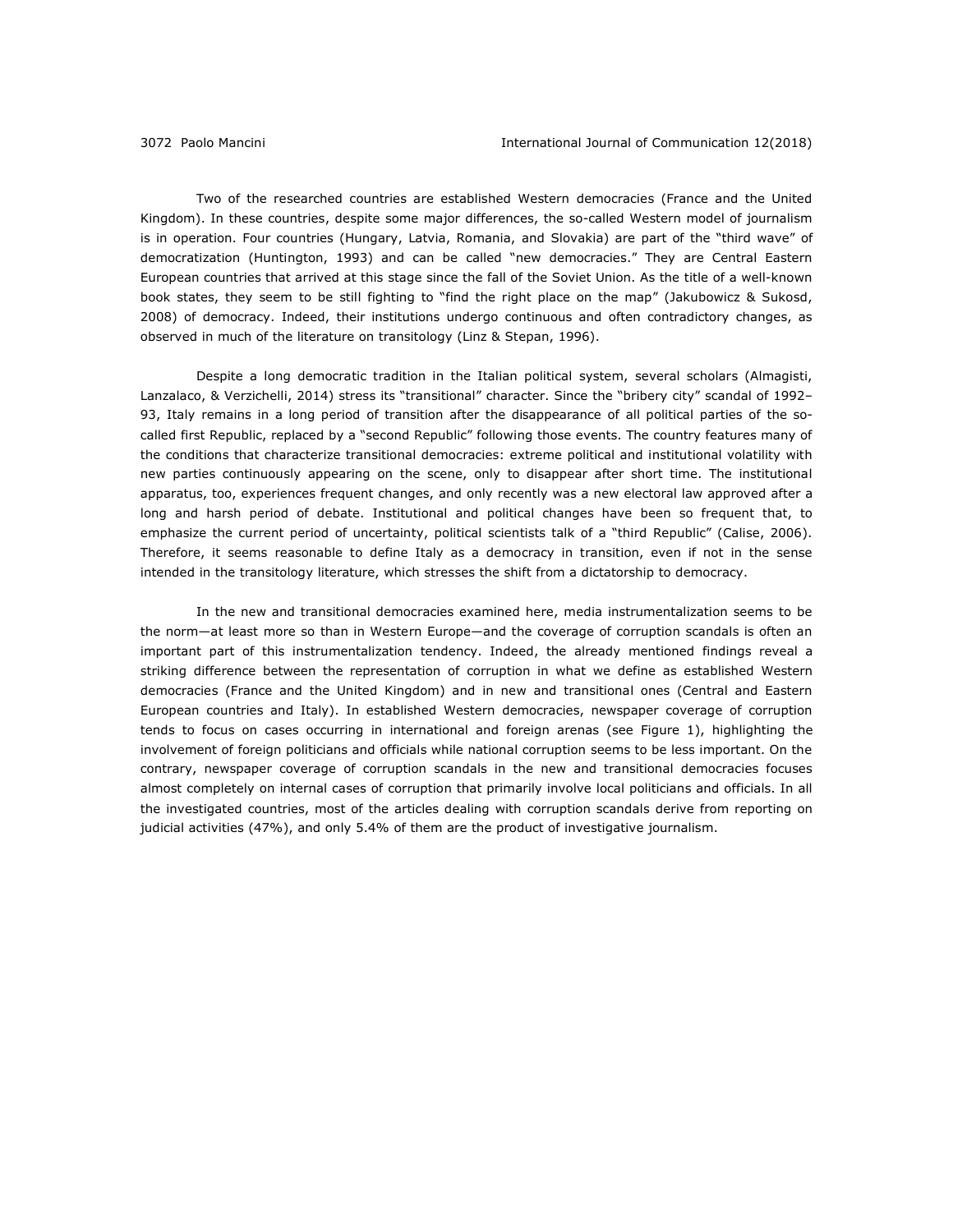Two of the researched countries are established Western democracies (France and the United Kingdom). In these countries, despite some major differences, the so-called Western model of journalism is in operation. Four countries (Hungary, Latvia, Romania, and Slovakia) are part of the "third wave" of democratization (Huntington, 1993) and can be called "new democracies." They are Central Eastern European countries that arrived at this stage since the fall of the Soviet Union. As the title of a well-known book states, they seem to be still fighting to "find the right place on the map" (Jakubowicz & Sukosd, 2008) of democracy. Indeed, their institutions undergo continuous and often contradictory changes, as observed in much of the literature on transitology (Linz & Stepan, 1996).

Despite a long democratic tradition in the Italian political system, several scholars (Almagisti, Lanzalaco, & Verzichelli, 2014) stress its "transitional" character. Since the "bribery city" scandal of 1992–93, Italy remains in a long period of transition after the disappearance of all political parties of the so-called first Republic, replaced by a "second Republic" following those events. The country features many of the conditions that characterize transitional democracies: extreme political and institutional volatility with new parties continuously appearing on the scene, only to disappear after short time. The institutional apparatus, too, experiences frequent changes, and only recently was a new electoral law approved after a long and harsh period of debate. Institutional and political changes have been so frequent that, to emphasize the current period of uncertainty, political scientists talk of a "third Republic" (Calise, 2006). Therefore, it seems reasonable to define Italy as a democracy in transition, even if not in the sense intended in the transitology literature, which stresses the shift from a dictatorship to democracy.

In the new and transitional democracies examined here, media instrumentalization seems to be the norm—at least more so than in Western Europe—and the coverage of corruption scandals is often an important part of this instrumentalization tendency. Indeed, the already mentioned findings reveal a striking difference between the representation of corruption in what we define as established Western democracies (France and the United Kingdom) and in new and transitional ones (Central and Eastern European countries and Italy). In established Western democracies, newspaper coverage of corruption tends to focus on cases occurring in international and foreign arenas (see Figure 1), highlighting the involvement of foreign politicians and officials while national corruption seems to be less important. On the contrary, newspaper coverage of corruption scandals in the new and transitional democracies focuses almost completely on internal cases of corruption that primarily involve local politicians and officials. In all the investigated countries, most of the articles dealing with corruption scandals derive from reporting on judicial activities (47%), and only 5.4% of them are the product of investigative journalism.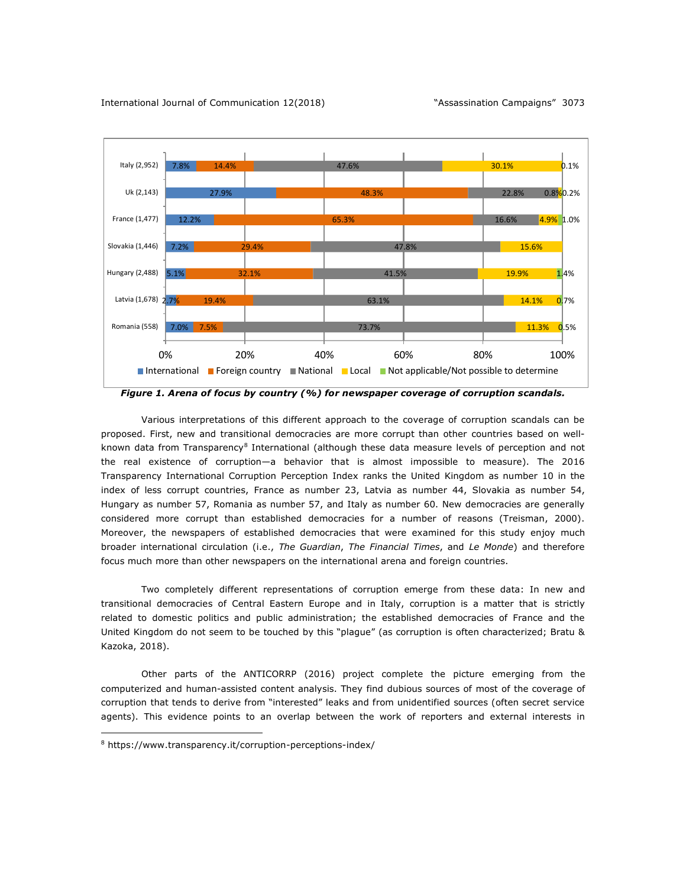| | International | Foreign country | National | Local | Not applicable/Not possible to determine |
|---|---|---|---|---|---|
| Italy (2,952) | 7.8% | 14.4% | 47.6% | 30.1% | 0.1% |
| Uk (2,143) | 27.9% | 48.3% | 22.8% | 0.8% | 0.2% |
| France (1,477) | 12.2% | 65.3% | 16.6% | 4.9% | 1.0% |
| Slovakia (1,446) | 7.2% | 29.4% | 47.8% | 15.6% | |
| Hungary (2,488) | 5.1% | 32.1% | 41.5% | 19.9% | 1.4% |
| Latvia (1,678) | 2.7% | 19.4% | 63.1% | 14.1% | 0.7% |
| Romania (558) | 7.0% | 7.5% | 73.7% | 11.3% | 0.5% |

***Figure 1. Arena of focus by country (%) for newspaper coverage of corruption scandals.***

Various interpretations of this different approach to the coverage of corruption scandals can be proposed. First, new and transitional democracies are more corrupt than other countries based on well-known data from Transparency[8] International (although these data measure levels of perception and not the real existence of corruption—a behavior that is almost impossible to measure). The 2016 Transparency International Corruption Perception Index ranks the United Kingdom as number 10 in the index of less corrupt countries, France as number 23, Latvia as number 44, Slovakia as number 54, Hungary as number 57, Romania as number 57, and Italy as number 60. New democracies are generally considered more corrupt than established democracies for a number of reasons (Treisman, 2000). Moreover, the newspapers of established democracies that were examined for this study enjoy much broader international circulation (i.e., *The Guardian*, *The Financial Times*, and *Le Monde*) and therefore focus much more than other newspapers on the international arena and foreign countries.

Two completely different representations of corruption emerge from these data: In new and transitional democracies of Central Eastern Europe and in Italy, corruption is a matter that is strictly related to domestic politics and public administration; the established democracies of France and the United Kingdom do not seem to be touched by this "plague" (as corruption is often characterized; Bratu & Kazoka, 2018).

Other parts of the ANTICORRP (2016) project complete the picture emerging from the computerized and human-assisted content analysis. They find dubious sources of most of the coverage of corruption that tends to derive from "interested" leaks and from unidentified sources (often secret service agents). This evidence points to an overlap between the work of reporters and external interests in

[8] https://www.transparency.it/corruption-perceptions-index/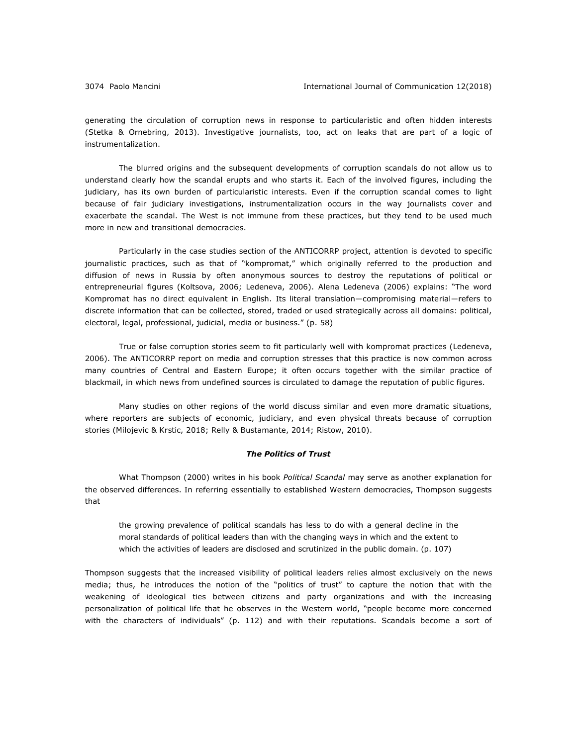generating the circulation of corruption news in response to particularistic and often hidden interests (Stetka & Ornebring, 2013). Investigative journalists, too, act on leaks that are part of a logic of instrumentalization.

The blurred origins and the subsequent developments of corruption scandals do not allow us to understand clearly how the scandal erupts and who starts it. Each of the involved figures, including the judiciary, has its own burden of particularistic interests. Even if the corruption scandal comes to light because of fair judiciary investigations, instrumentalization occurs in the way journalists cover and exacerbate the scandal. The West is not immune from these practices, but they tend to be used much more in new and transitional democracies.

Particularly in the case studies section of the ANTICORRP project, attention is devoted to specific journalistic practices, such as that of "kompromat," which originally referred to the production and diffusion of news in Russia by often anonymous sources to destroy the reputations of political or entrepreneurial figures (Koltsova, 2006; Ledeneva, 2006). Alena Ledeneva (2006) explains: "The word Kompromat has no direct equivalent in English. Its literal translation—compromising material—refers to discrete information that can be collected, stored, traded or used strategically across all domains: political, electoral, legal, professional, judicial, media or business." (p. 58)

True or false corruption stories seem to fit particularly well with kompromat practices (Ledeneva, 2006). The ANTICORRP report on media and corruption stresses that this practice is now common across many countries of Central and Eastern Europe; it often occurs together with the similar practice of blackmail, in which news from undefined sources is circulated to damage the reputation of public figures.

Many studies on other regions of the world discuss similar and even more dramatic situations, where reporters are subjects of economic, judiciary, and even physical threats because of corruption stories (Milojevic & Krstic, 2018; Relly & Bustamante, 2014; Ristow, 2010).

### *The Politics of Trust*

What Thompson (2000) writes in his book *Political Scandal* may serve as another explanation for the observed differences. In referring essentially to established Western democracies, Thompson suggests that

> the growing prevalence of political scandals has less to do with a general decline in the moral standards of political leaders than with the changing ways in which and the extent to which the activities of leaders are disclosed and scrutinized in the public domain. (p. 107)

Thompson suggests that the increased visibility of political leaders relies almost exclusively on the news media; thus, he introduces the notion of the "politics of trust" to capture the notion that with the weakening of ideological ties between citizens and party organizations and with the increasing personalization of political life that he observes in the Western world, "people become more concerned with the characters of individuals" (p. 112) and with their reputations. Scandals become a sort of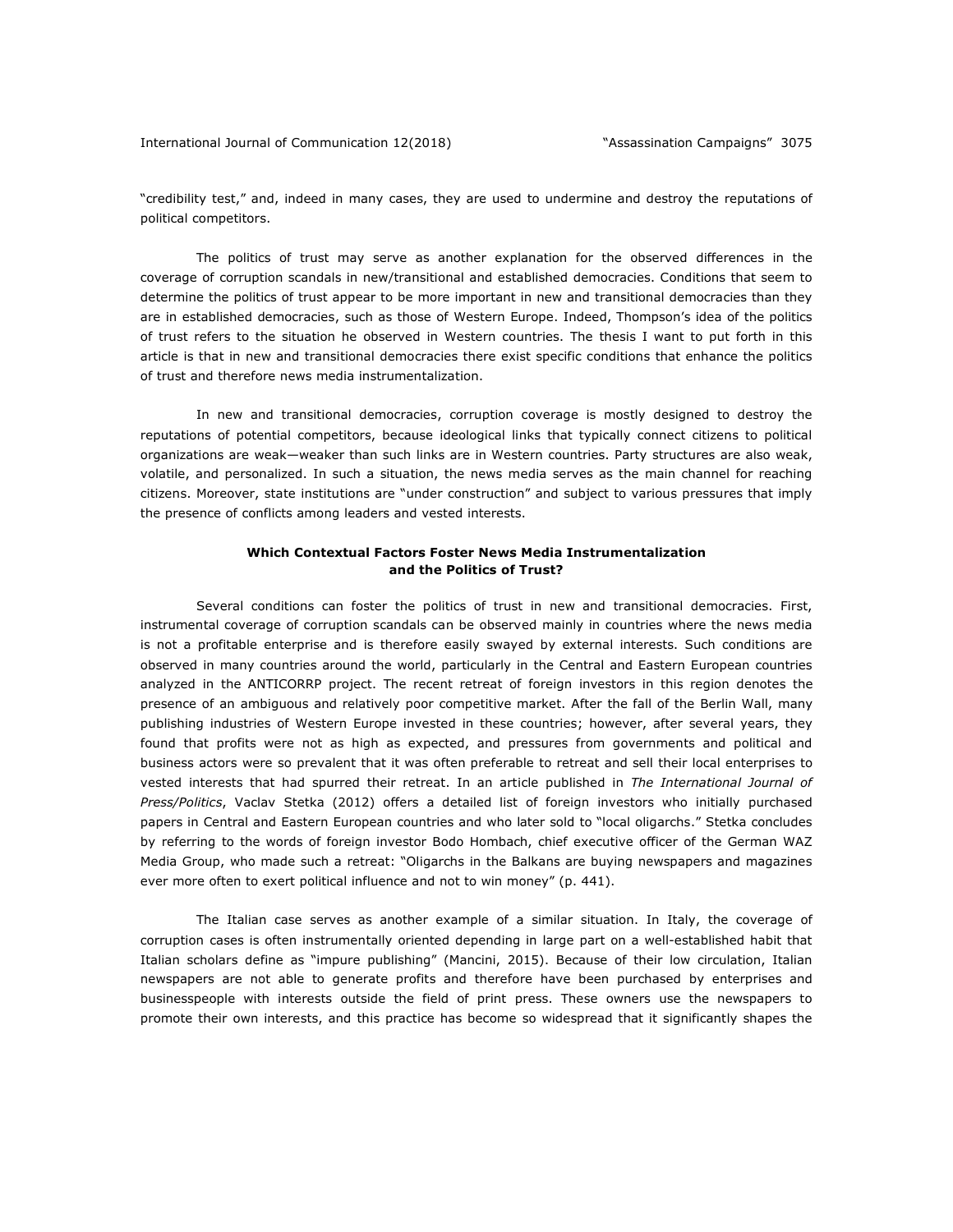"credibility test," and, indeed in many cases, they are used to undermine and destroy the reputations of political competitors.

The politics of trust may serve as another explanation for the observed differences in the coverage of corruption scandals in new/transitional and established democracies. Conditions that seem to determine the politics of trust appear to be more important in new and transitional democracies than they are in established democracies, such as those of Western Europe. Indeed, Thompson's idea of the politics of trust refers to the situation he observed in Western countries. The thesis I want to put forth in this article is that in new and transitional democracies there exist specific conditions that enhance the politics of trust and therefore news media instrumentalization.

In new and transitional democracies, corruption coverage is mostly designed to destroy the reputations of potential competitors, because ideological links that typically connect citizens to political organizations are weak—weaker than such links are in Western countries. Party structures are also weak, volatile, and personalized. In such a situation, the news media serves as the main channel for reaching citizens. Moreover, state institutions are "under construction" and subject to various pressures that imply the presence of conflicts among leaders and vested interests.

## Which Contextual Factors Foster News Media Instrumentalization and the Politics of Trust?

Several conditions can foster the politics of trust in new and transitional democracies. First, instrumental coverage of corruption scandals can be observed mainly in countries where the news media is not a profitable enterprise and is therefore easily swayed by external interests. Such conditions are observed in many countries around the world, particularly in the Central and Eastern European countries analyzed in the ANTICORRP project. The recent retreat of foreign investors in this region denotes the presence of an ambiguous and relatively poor competitive market. After the fall of the Berlin Wall, many publishing industries of Western Europe invested in these countries; however, after several years, they found that profits were not as high as expected, and pressures from governments and political and business actors were so prevalent that it was often preferable to retreat and sell their local enterprises to vested interests that had spurred their retreat. In an article published in *The International Journal of Press/Politics*, Vaclav Stetka (2012) offers a detailed list of foreign investors who initially purchased papers in Central and Eastern European countries and who later sold to "local oligarchs." Stetka concludes by referring to the words of foreign investor Bodo Hombach, chief executive officer of the German WAZ Media Group, who made such a retreat: "Oligarchs in the Balkans are buying newspapers and magazines ever more often to exert political influence and not to win money" (p. 441).

The Italian case serves as another example of a similar situation. In Italy, the coverage of corruption cases is often instrumentally oriented depending in large part on a well-established habit that Italian scholars define as "impure publishing" (Mancini, 2015). Because of their low circulation, Italian newspapers are not able to generate profits and therefore have been purchased by enterprises and businesspeople with interests outside the field of print press. These owners use the newspapers to promote their own interests, and this practice has become so widespread that it significantly shapes the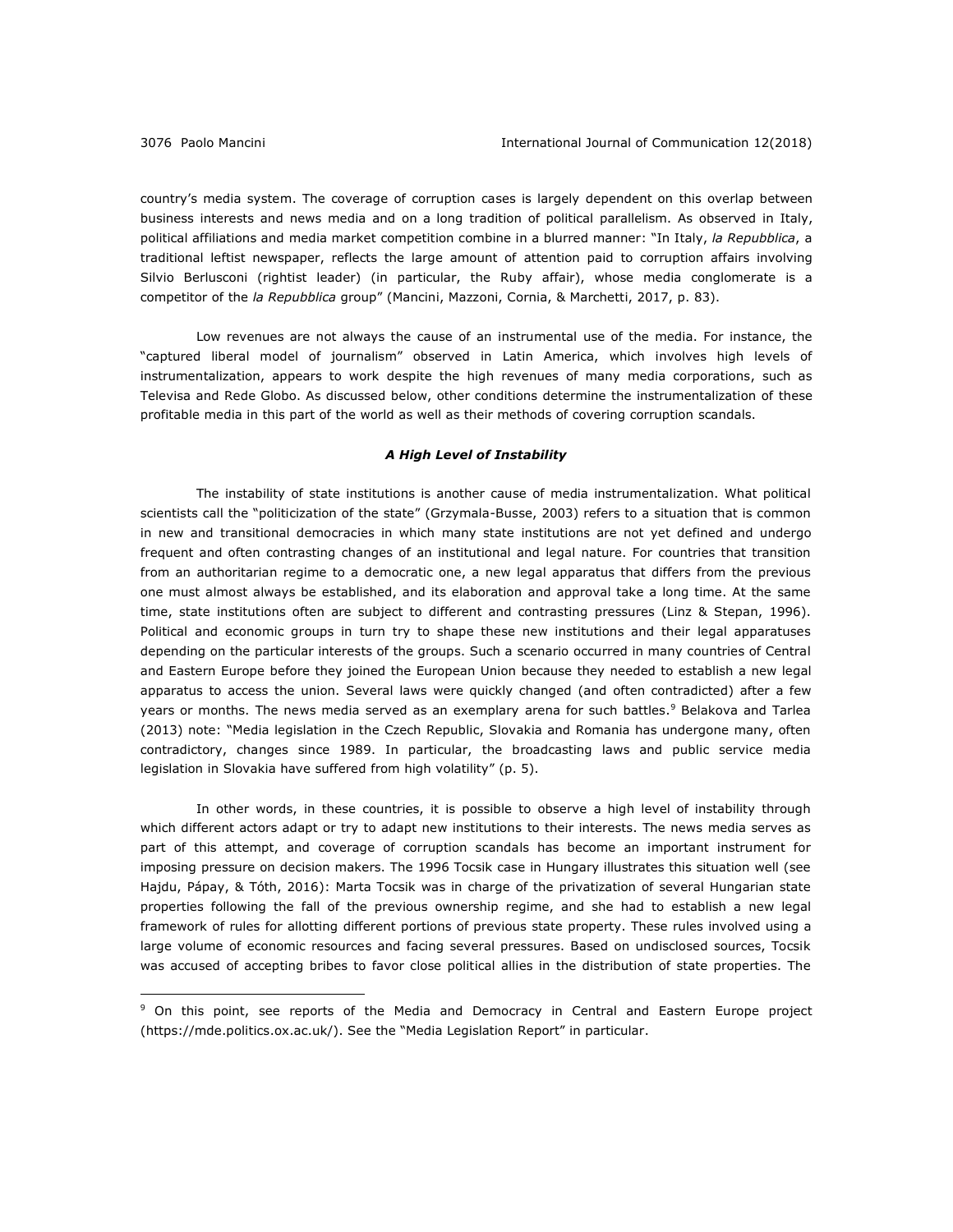country's media system. The coverage of corruption cases is largely dependent on this overlap between business interests and news media and on a long tradition of political parallelism. As observed in Italy, political affiliations and media market competition combine in a blurred manner: "In Italy, *la Repubblica*, a traditional leftist newspaper, reflects the large amount of attention paid to corruption affairs involving Silvio Berlusconi (rightist leader) (in particular, the Ruby affair), whose media conglomerate is a competitor of the *la Repubblica* group" (Mancini, Mazzoni, Cornia, & Marchetti, 2017, p. 83).

Low revenues are not always the cause of an instrumental use of the media. For instance, the "captured liberal model of journalism" observed in Latin America, which involves high levels of instrumentalization, appears to work despite the high revenues of many media corporations, such as Televisa and Rede Globo. As discussed below, other conditions determine the instrumentalization of these profitable media in this part of the world as well as their methods of covering corruption scandals.

### *A High Level of Instability*

The instability of state institutions is another cause of media instrumentalization. What political scientists call the "politicization of the state" (Grzymala-Busse, 2003) refers to a situation that is common in new and transitional democracies in which many state institutions are not yet defined and undergo frequent and often contrasting changes of an institutional and legal nature. For countries that transition from an authoritarian regime to a democratic one, a new legal apparatus that differs from the previous one must almost always be established, and its elaboration and approval take a long time. At the same time, state institutions often are subject to different and contrasting pressures (Linz & Stepan, 1996). Political and economic groups in turn try to shape these new institutions and their legal apparatuses depending on the particular interests of the groups. Such a scenario occurred in many countries of Central and Eastern Europe before they joined the European Union because they needed to establish a new legal apparatus to access the union. Several laws were quickly changed (and often contradicted) after a few years or months. The news media served as an exemplary arena for such battles.[9] Belakova and Tarlea (2013) note: "Media legislation in the Czech Republic, Slovakia and Romania has undergone many, often contradictory, changes since 1989. In particular, the broadcasting laws and public service media legislation in Slovakia have suffered from high volatility" (p. 5).

In other words, in these countries, it is possible to observe a high level of instability through which different actors adapt or try to adapt new institutions to their interests. The news media serves as part of this attempt, and coverage of corruption scandals has become an important instrument for imposing pressure on decision makers. The 1996 Tocsik case in Hungary illustrates this situation well (see Hajdu, Pápay, & Tóth, 2016): Marta Tocsik was in charge of the privatization of several Hungarian state properties following the fall of the previous ownership regime, and she had to establish a new legal framework of rules for allotting different portions of previous state property. These rules involved using a large volume of economic resources and facing several pressures. Based on undisclosed sources, Tocsik was accused of accepting bribes to favor close political allies in the distribution of state properties. The

[9] On this point, see reports of the Media and Democracy in Central and Eastern Europe project (https://mde.politics.ox.ac.uk/). See the "Media Legislation Report" in particular.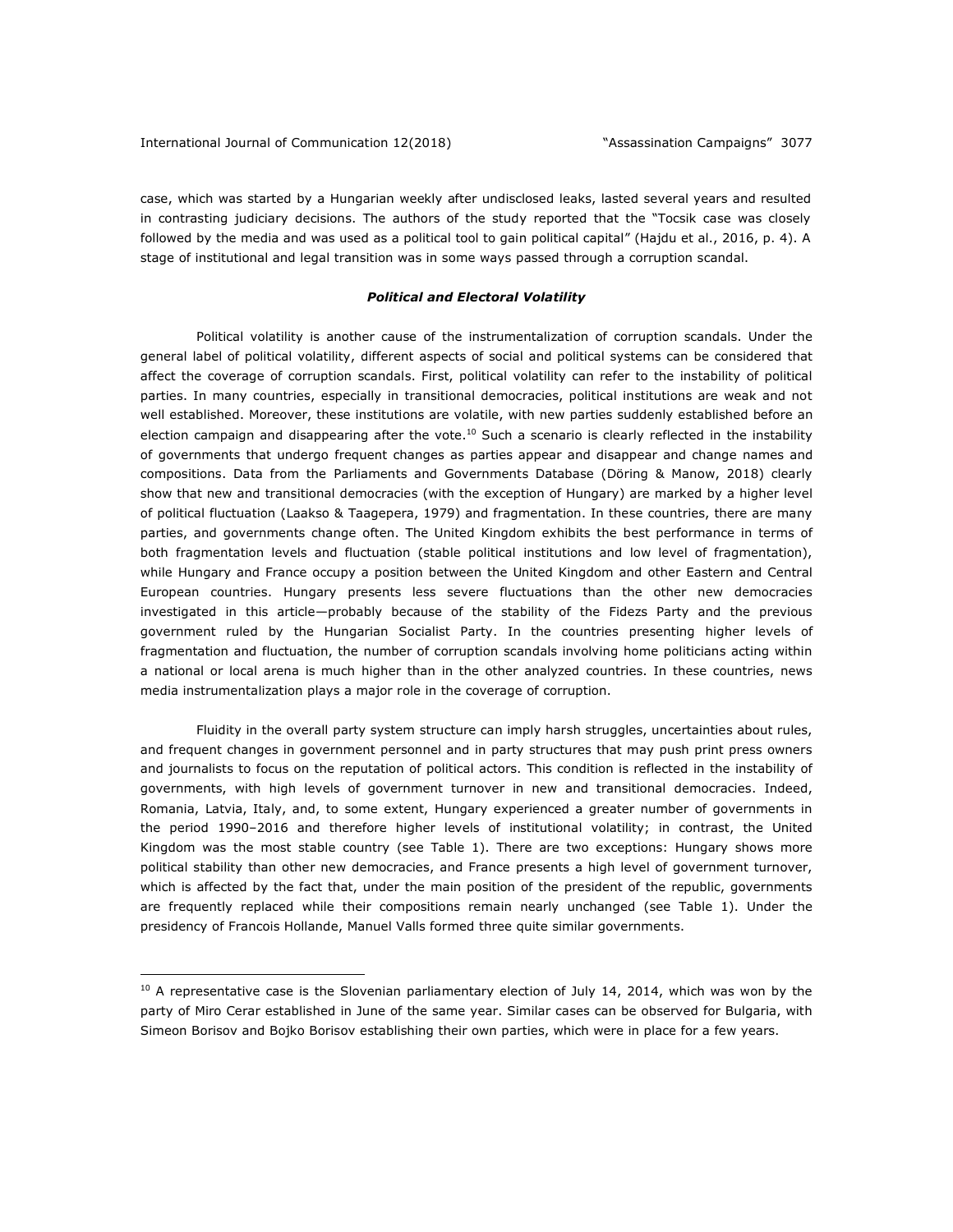case, which was started by a Hungarian weekly after undisclosed leaks, lasted several years and resulted in contrasting judiciary decisions. The authors of the study reported that the "Tocsik case was closely followed by the media and was used as a political tool to gain political capital" (Hajdu et al., 2016, p. 4). A stage of institutional and legal transition was in some ways passed through a corruption scandal.

### *Political and Electoral Volatility*

Political volatility is another cause of the instrumentalization of corruption scandals. Under the general label of political volatility, different aspects of social and political systems can be considered that affect the coverage of corruption scandals. First, political volatility can refer to the instability of political parties. In many countries, especially in transitional democracies, political institutions are weak and not well established. Moreover, these institutions are volatile, with new parties suddenly established before an election campaign and disappearing after the vote.[10] Such a scenario is clearly reflected in the instability of governments that undergo frequent changes as parties appear and disappear and change names and compositions. Data from the Parliaments and Governments Database (Döring & Manow, 2018) clearly show that new and transitional democracies (with the exception of Hungary) are marked by a higher level of political fluctuation (Laakso & Taagepera, 1979) and fragmentation. In these countries, there are many parties, and governments change often. The United Kingdom exhibits the best performance in terms of both fragmentation levels and fluctuation (stable political institutions and low level of fragmentation), while Hungary and France occupy a position between the United Kingdom and other Eastern and Central European countries. Hungary presents less severe fluctuations than the other new democracies investigated in this article—probably because of the stability of the Fidezs Party and the previous government ruled by the Hungarian Socialist Party. In the countries presenting higher levels of fragmentation and fluctuation, the number of corruption scandals involving home politicians acting within a national or local arena is much higher than in the other analyzed countries. In these countries, news media instrumentalization plays a major role in the coverage of corruption.

Fluidity in the overall party system structure can imply harsh struggles, uncertainties about rules, and frequent changes in government personnel and in party structures that may push print press owners and journalists to focus on the reputation of political actors. This condition is reflected in the instability of governments, with high levels of government turnover in new and transitional democracies. Indeed, Romania, Latvia, Italy, and, to some extent, Hungary experienced a greater number of governments in the period 1990–2016 and therefore higher levels of institutional volatility; in contrast, the United Kingdom was the most stable country (see Table 1). There are two exceptions: Hungary shows more political stability than other new democracies, and France presents a high level of government turnover, which is affected by the fact that, under the main position of the president of the republic, governments are frequently replaced while their compositions remain nearly unchanged (see Table 1). Under the presidency of Francois Hollande, Manuel Valls formed three quite similar governments.

---

[10] A representative case is the Slovenian parliamentary election of July 14, 2014, which was won by the party of Miro Cerar established in June of the same year. Similar cases can be observed for Bulgaria, with Simeon Borisov and Bojko Borisov establishing their own parties, which were in place for a few years.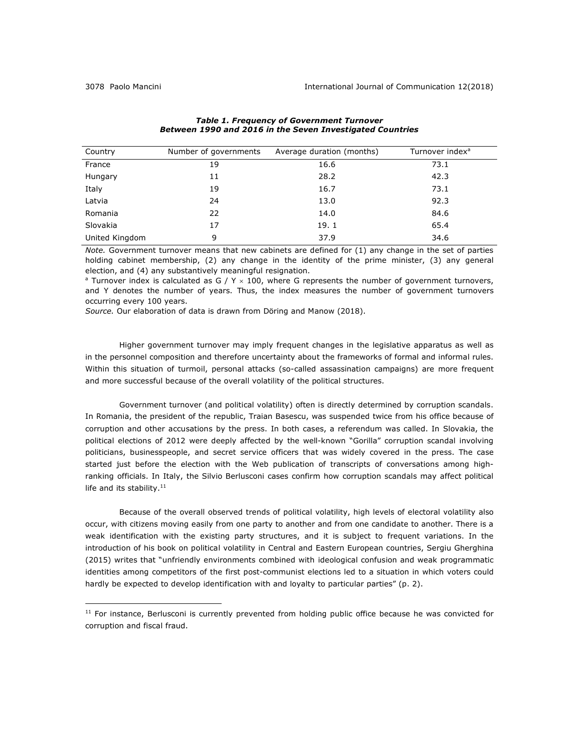***Table 1. Frequency of Government Turnover Between 1990 and 2016 in the Seven Investigated Countries***

| Country | Number of governments | Average duration (months) | Turnover index[a] |
|---|---|---|---|
| France | 19 | 16.6 | 73.1 |
| Hungary | 11 | 28.2 | 42.3 |
| Italy | 19 | 16.7 | 73.1 |
| Latvia | 24 | 13.0 | 92.3 |
| Romania | 22 | 14.0 | 84.6 |
| Slovakia | 17 | 19. 1 | 65.4 |
| United Kingdom | 9 | 37.9 | 34.6 |

*Note.* Government turnover means that new cabinets are defined for (1) any change in the set of parties holding cabinet membership, (2) any change in the identity of the prime minister, (3) any general election, and (4) any substantively meaningful resignation.

[a] Turnover index is calculated as $G / Y \times 100$, where G represents the number of government turnovers, and Y denotes the number of years. Thus, the index measures the number of government turnovers occurring every 100 years.

*Source.* Our elaboration of data is drawn from Döring and Manow (2018).

Higher government turnover may imply frequent changes in the legislative apparatus as well as in the personnel composition and therefore uncertainty about the frameworks of formal and informal rules. Within this situation of turmoil, personal attacks (so-called assassination campaigns) are more frequent and more successful because of the overall volatility of the political structures.

Government turnover (and political volatility) often is directly determined by corruption scandals. In Romania, the president of the republic, Traian Basescu, was suspended twice from his office because of corruption and other accusations by the press. In both cases, a referendum was called. In Slovakia, the political elections of 2012 were deeply affected by the well-known "Gorilla" corruption scandal involving politicians, businesspeople, and secret service officers that was widely covered in the press. The case started just before the election with the Web publication of transcripts of conversations among high-ranking officials. In Italy, the Silvio Berlusconi cases confirm how corruption scandals may affect political life and its stability.[11]

Because of the overall observed trends of political volatility, high levels of electoral volatility also occur, with citizens moving easily from one party to another and from one candidate to another. There is a weak identification with the existing party structures, and it is subject to frequent variations. In the introduction of his book on political volatility in Central and Eastern European countries, Sergiu Gherghina (2015) writes that "unfriendly environments combined with ideological confusion and weak programmatic identities among competitors of the first post-communist elections led to a situation in which voters could hardly be expected to develop identification with and loyalty to particular parties" (p. 2).

[11] For instance, Berlusconi is currently prevented from holding public office because he was convicted for corruption and fiscal fraud.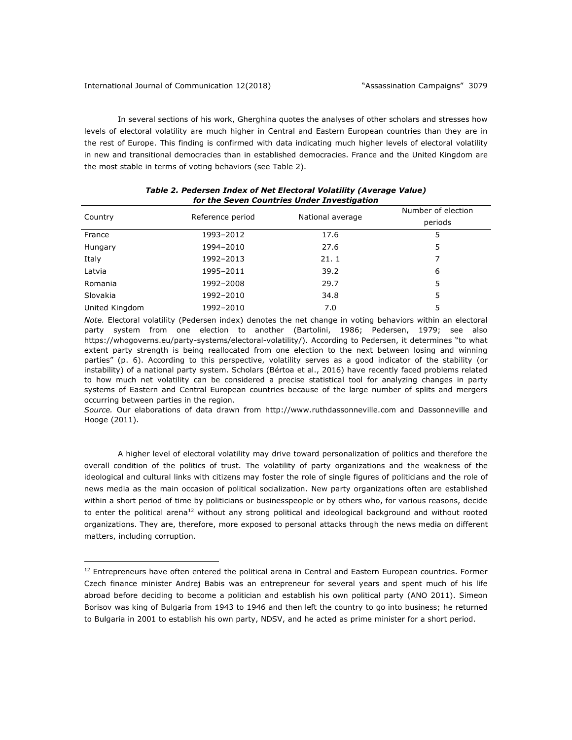In several sections of his work, Gherghina quotes the analyses of other scholars and stresses how levels of electoral volatility are much higher in Central and Eastern European countries than they are in the rest of Europe. This finding is confirmed with data indicating much higher levels of electoral volatility in new and transitional democracies than in established democracies. France and the United Kingdom are the most stable in terms of voting behaviors (see Table 2).

***Table 2. Pedersen Index of Net Electoral Volatility (Average Value) for the Seven Countries Under Investigation***

| Country | Reference period | National average | Number of election periods |
|---|---|---|---|
| France | 1993–2012 | 17.6 | 5 |
| Hungary | 1994–2010 | 27.6 | 5 |
| Italy | 1992–2013 | 21. 1 | 7 |
| Latvia | 1995–2011 | 39.2 | 6 |
| Romania | 1992–2008 | 29.7 | 5 |
| Slovakia | 1992–2010 | 34.8 | 5 |
| United Kingdom | 1992–2010 | 7.0 | 5 |

*Note.* Electoral volatility (Pedersen index) denotes the net change in voting behaviors within an electoral party system from one election to another (Bartolini, 1986; Pedersen, 1979; see also https://whogoverns.eu/party-systems/electoral-volatility/). According to Pedersen, it determines "to what extent party strength is being reallocated from one election to the next between losing and winning parties" (p. 6). According to this perspective, volatility serves as a good indicator of the stability (or instability) of a national party system. Scholars (Bértoa et al., 2016) have recently faced problems related to how much net volatility can be considered a precise statistical tool for analyzing changes in party systems of Eastern and Central European countries because of the large number of splits and mergers occurring between parties in the region.

*Source.* Our elaborations of data drawn from http://www.ruthdassonneville.com and Dassonneville and Hooge (2011).

A higher level of electoral volatility may drive toward personalization of politics and therefore the overall condition of the politics of trust. The volatility of party organizations and the weakness of the ideological and cultural links with citizens may foster the role of single figures of politicians and the role of news media as the main occasion of political socialization. New party organizations often are established within a short period of time by politicians or businesspeople or by others who, for various reasons, decide to enter the political arena[12] without any strong political and ideological background and without rooted organizations. They are, therefore, more exposed to personal attacks through the news media on different matters, including corruption.

[12] Entrepreneurs have often entered the political arena in Central and Eastern European countries. Former Czech finance minister Andrej Babis was an entrepreneur for several years and spent much of his life abroad before deciding to become a politician and establish his own political party (ANO 2011). Simeon Borisov was king of Bulgaria from 1943 to 1946 and then left the country to go into business; he returned to Bulgaria in 2001 to establish his own party, NDSV, and he acted as prime minister for a short period.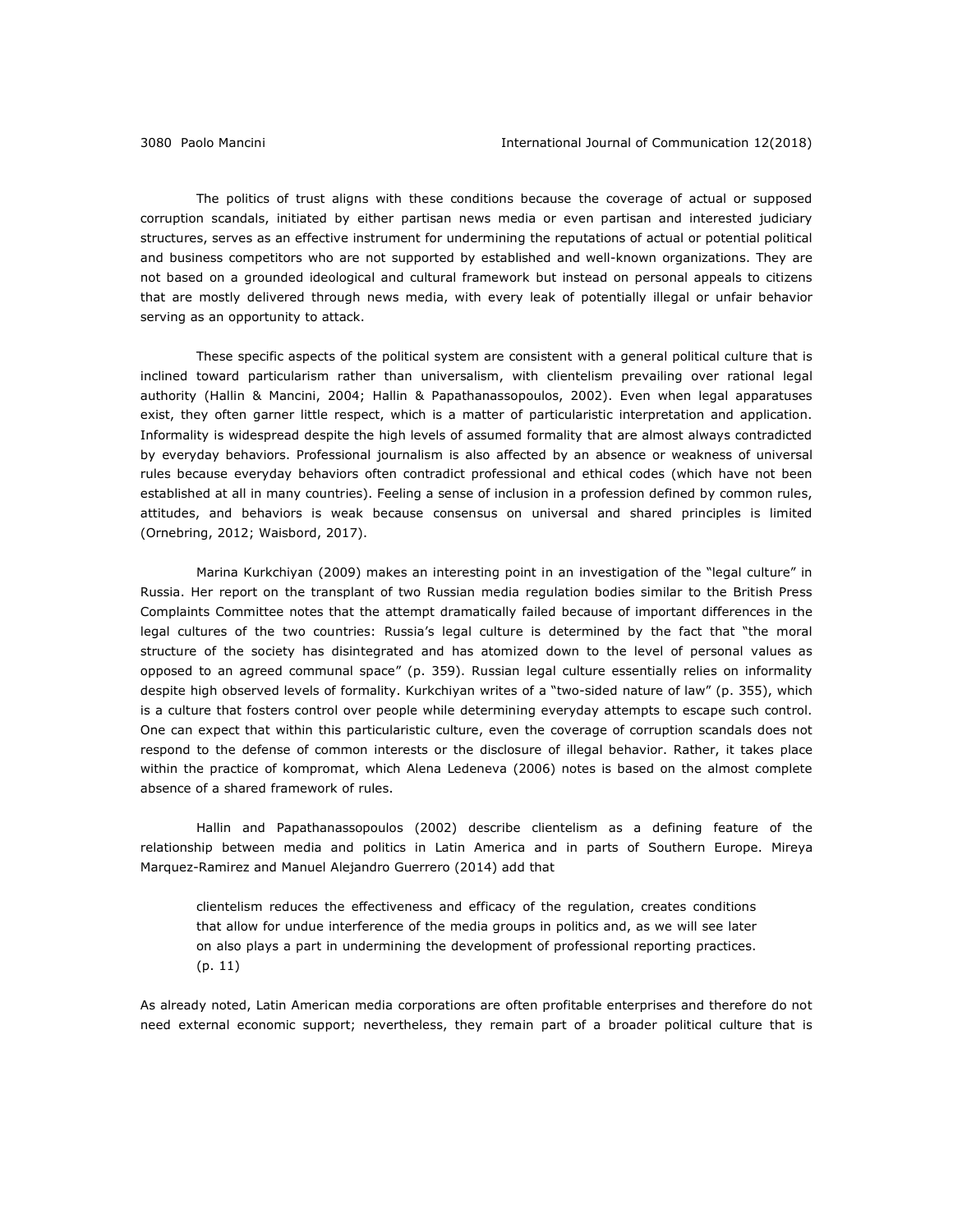The politics of trust aligns with these conditions because the coverage of actual or supposed corruption scandals, initiated by either partisan news media or even partisan and interested judiciary structures, serves as an effective instrument for undermining the reputations of actual or potential political and business competitors who are not supported by established and well-known organizations. They are not based on a grounded ideological and cultural framework but instead on personal appeals to citizens that are mostly delivered through news media, with every leak of potentially illegal or unfair behavior serving as an opportunity to attack.

These specific aspects of the political system are consistent with a general political culture that is inclined toward particularism rather than universalism, with clientelism prevailing over rational legal authority (Hallin & Mancini, 2004; Hallin & Papathanassopoulos, 2002). Even when legal apparatuses exist, they often garner little respect, which is a matter of particularistic interpretation and application. Informality is widespread despite the high levels of assumed formality that are almost always contradicted by everyday behaviors. Professional journalism is also affected by an absence or weakness of universal rules because everyday behaviors often contradict professional and ethical codes (which have not been established at all in many countries). Feeling a sense of inclusion in a profession defined by common rules, attitudes, and behaviors is weak because consensus on universal and shared principles is limited (Ornebring, 2012; Waisbord, 2017).

Marina Kurkchiyan (2009) makes an interesting point in an investigation of the "legal culture" in Russia. Her report on the transplant of two Russian media regulation bodies similar to the British Press Complaints Committee notes that the attempt dramatically failed because of important differences in the legal cultures of the two countries: Russia's legal culture is determined by the fact that "the moral structure of the society has disintegrated and has atomized down to the level of personal values as opposed to an agreed communal space" (p. 359). Russian legal culture essentially relies on informality despite high observed levels of formality. Kurkchiyan writes of a "two-sided nature of law" (p. 355), which is a culture that fosters control over people while determining everyday attempts to escape such control. One can expect that within this particularistic culture, even the coverage of corruption scandals does not respond to the defense of common interests or the disclosure of illegal behavior. Rather, it takes place within the practice of kompromat, which Alena Ledeneva (2006) notes is based on the almost complete absence of a shared framework of rules.

Hallin and Papathanassopoulos (2002) describe clientelism as a defining feature of the relationship between media and politics in Latin America and in parts of Southern Europe. Mireya Marquez-Ramirez and Manuel Alejandro Guerrero (2014) add that

> clientelism reduces the effectiveness and efficacy of the regulation, creates conditions that allow for undue interference of the media groups in politics and, as we will see later on also plays a part in undermining the development of professional reporting practices. (p. 11)

As already noted, Latin American media corporations are often profitable enterprises and therefore do not need external economic support; nevertheless, they remain part of a broader political culture that is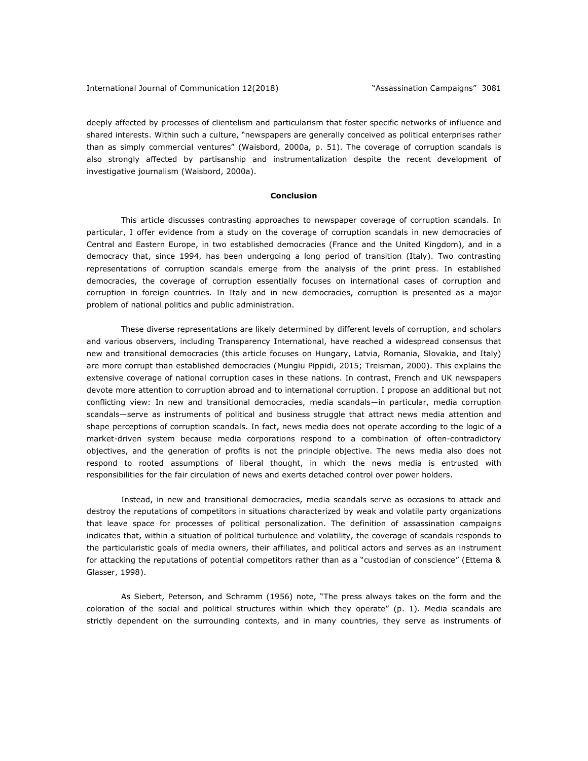deeply affected by processes of clientelism and particularism that foster specific networks of influence and shared interests. Within such a culture, "newspapers are generally conceived as political enterprises rather than as simply commercial ventures" (Waisbord, 2000a, p. 51). The coverage of corruption scandals is also strongly affected by partisanship and instrumentalization despite the recent development of investigative journalism (Waisbord, 2000a).

## Conclusion

This article discusses contrasting approaches to newspaper coverage of corruption scandals. In particular, I offer evidence from a study on the coverage of corruption scandals in new democracies of Central and Eastern Europe, in two established democracies (France and the United Kingdom), and in a democracy that, since 1994, has been undergoing a long period of transition (Italy). Two contrasting representations of corruption scandals emerge from the analysis of the print press. In established democracies, the coverage of corruption essentially focuses on international cases of corruption and corruption in foreign countries. In Italy and in new democracies, corruption is presented as a major problem of national politics and public administration.

These diverse representations are likely determined by different levels of corruption, and scholars and various observers, including Transparency International, have reached a widespread consensus that new and transitional democracies (this article focuses on Hungary, Latvia, Romania, Slovakia, and Italy) are more corrupt than established democracies (Mungiu Pippidi, 2015; Treisman, 2000). This explains the extensive coverage of national corruption cases in these nations. In contrast, French and UK newspapers devote more attention to corruption abroad and to international corruption. I propose an additional but not conflicting view: In new and transitional democracies, media scandals—in particular, media corruption scandals—serve as instruments of political and business struggle that attract news media attention and shape perceptions of corruption scandals. In fact, news media does not operate according to the logic of a market-driven system because media corporations respond to a combination of often-contradictory objectives, and the generation of profits is not the principle objective. The news media also does not respond to rooted assumptions of liberal thought, in which the news media is entrusted with responsibilities for the fair circulation of news and exerts detached control over power holders.

Instead, in new and transitional democracies, media scandals serve as occasions to attack and destroy the reputations of competitors in situations characterized by weak and volatile party organizations that leave space for processes of political personalization. The definition of assassination campaigns indicates that, within a situation of political turbulence and volatility, the coverage of scandals responds to the particularistic goals of media owners, their affiliates, and political actors and serves as an instrument for attacking the reputations of potential competitors rather than as a "custodian of conscience" (Ettema & Glasser, 1998).

As Siebert, Peterson, and Schramm (1956) note, "The press always takes on the form and the coloration of the social and political structures within which they operate" (p. 1). Media scandals are strictly dependent on the surrounding contexts, and in many countries, they serve as instruments of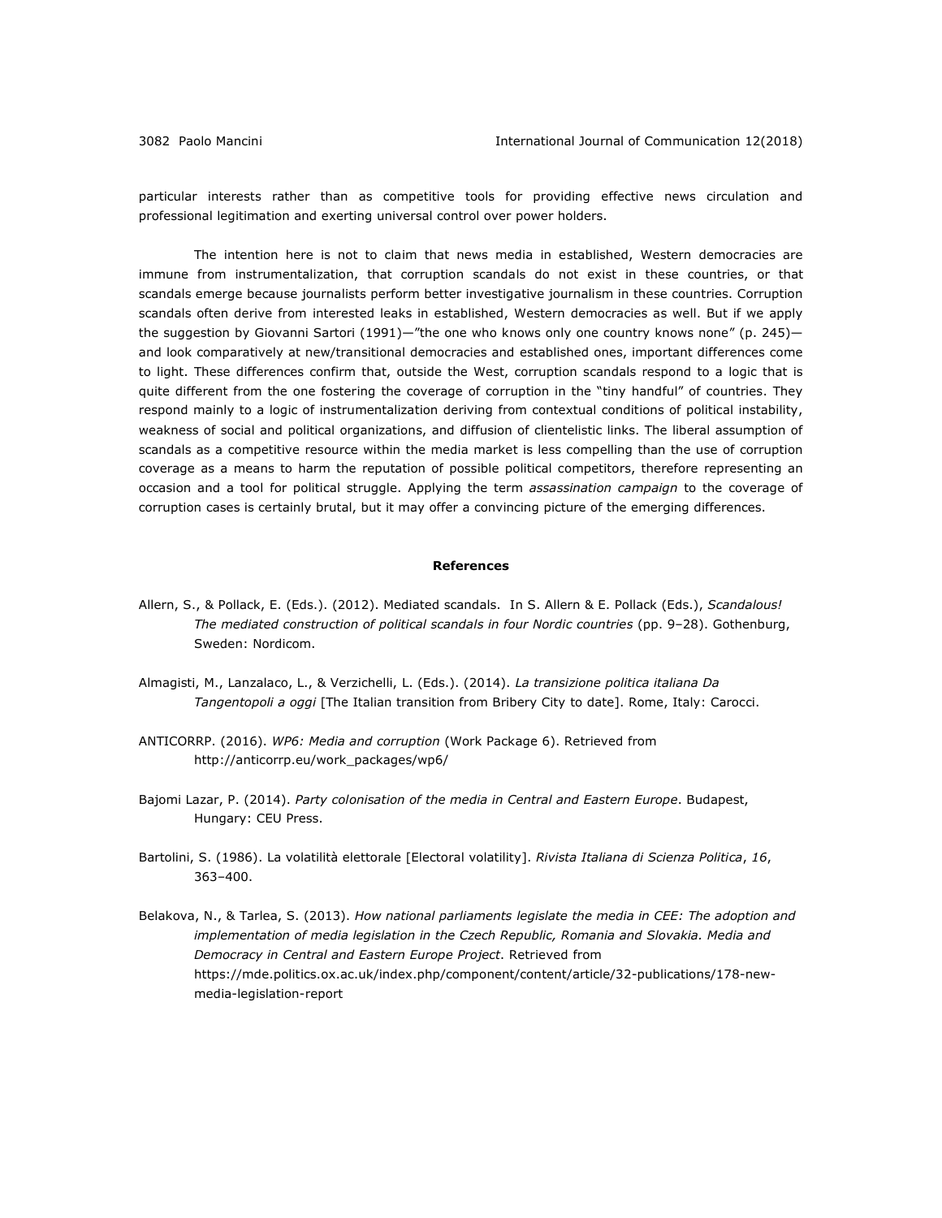particular interests rather than as competitive tools for providing effective news circulation and professional legitimation and exerting universal control over power holders.

The intention here is not to claim that news media in established, Western democracies are immune from instrumentalization, that corruption scandals do not exist in these countries, or that scandals emerge because journalists perform better investigative journalism in these countries. Corruption scandals often derive from interested leaks in established, Western democracies as well. But if we apply the suggestion by Giovanni Sartori (1991)—"the one who knows only one country knows none" (p. 245)—and look comparatively at new/transitional democracies and established ones, important differences come to light. These differences confirm that, outside the West, corruption scandals respond to a logic that is quite different from the one fostering the coverage of corruption in the "tiny handful" of countries. They respond mainly to a logic of instrumentalization deriving from contextual conditions of political instability, weakness of social and political organizations, and diffusion of clientelistic links. The liberal assumption of scandals as a competitive resource within the media market is less compelling than the use of corruption coverage as a means to harm the reputation of possible political competitors, therefore representing an occasion and a tool for political struggle. Applying the term *assassination campaign* to the coverage of corruption cases is certainly brutal, but it may offer a convincing picture of the emerging differences.

## References

Allern, S., & Pollack, E. (Eds.). (2012). Mediated scandals. In S. Allern & E. Pollack (Eds.), *Scandalous! The mediated construction of political scandals in four Nordic countries* (pp. 9–28). Gothenburg, Sweden: Nordicom.

Almagisti, M., Lanzalaco, L., & Verzichelli, L. (Eds.). (2014). *La transizione politica italiana Da Tangentopoli a oggi* [The Italian transition from Bribery City to date]. Rome, Italy: Carocci.

ANTICORRP. (2016). *WP6: Media and corruption* (Work Package 6). Retrieved from http://anticorrp.eu/work_packages/wp6/

Bajomi Lazar, P. (2014). *Party colonisation of the media in Central and Eastern Europe*. Budapest, Hungary: CEU Press.

Bartolini, S. (1986). La volatilità elettorale [Electoral volatility]. *Rivista Italiana di Scienza Politica*, *16*, 363–400.

Belakova, N., & Tarlea, S. (2013). *How national parliaments legislate the media in CEE: The adoption and implementation of media legislation in the Czech Republic, Romania and Slovakia. Media and Democracy in Central and Eastern Europe Project*. Retrieved from https://mde.politics.ox.ac.uk/index.php/component/content/article/32-publications/178-new-media-legislation-report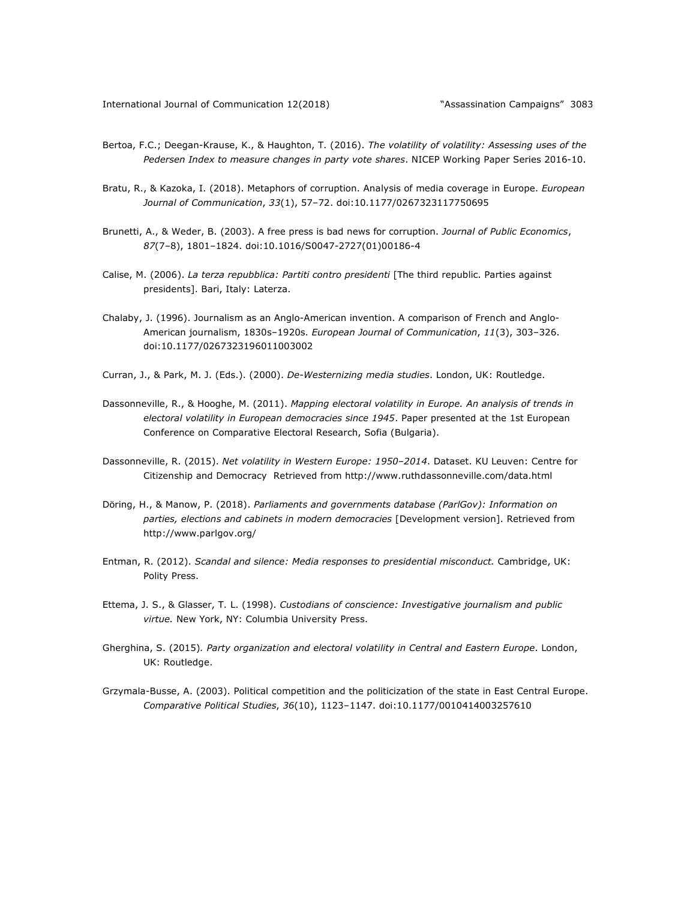Bertoa, F.C.; Deegan-Krause, K., & Haughton, T. (2016). *The volatility of volatility: Assessing uses of the Pedersen Index to measure changes in party vote shares*. NICEP Working Paper Series 2016-10.

Bratu, R., & Kazoka, I. (2018). Metaphors of corruption. Analysis of media coverage in Europe. *European Journal of Communication*, *33*(1), 57–72. doi:10.1177/0267323117750695

Brunetti, A., & Weder, B. (2003). A free press is bad news for corruption. *Journal of Public Economics*, *87*(7–8), 1801–1824. doi:10.1016/S0047-2727(01)00186-4

Calise, M. (2006). *La terza repubblica: Partiti contro presidenti* [The third republic. Parties against presidents]. Bari, Italy: Laterza.

Chalaby, J. (1996). Journalism as an Anglo-American invention. A comparison of French and Anglo-American journalism, 1830s–1920s. *European Journal of Communication*, *11*(3), 303–326. doi:10.1177/0267323196011003002

Curran, J., & Park, M. J. (Eds.). (2000). *De-Westernizing media studies*. London, UK: Routledge.

Dassonneville, R., & Hooghe, M. (2011). *Mapping electoral volatility in Europe. An analysis of trends in electoral volatility in European democracies since 1945*. Paper presented at the 1st European Conference on Comparative Electoral Research, Sofia (Bulgaria).

Dassonneville, R. (2015). *Net volatility in Western Europe: 1950–2014*. Dataset. KU Leuven: Centre for Citizenship and Democracy Retrieved from http://www.ruthdassonneville.com/data.html

Döring, H., & Manow, P. (2018). *Parliaments and governments database (ParlGov): Information on parties, elections and cabinets in modern democracies* [Development version]. Retrieved from http://www.parlgov.org/

Entman, R. (2012). *Scandal and silence: Media responses to presidential misconduct.* Cambridge, UK: Polity Press.

Ettema, J. S., & Glasser, T. L. (1998). *Custodians of conscience: Investigative journalism and public virtue.* New York, NY: Columbia University Press.

Gherghina, S. (2015). *Party organization and electoral volatility in Central and Eastern Europe*. London, UK: Routledge.

Grzymala-Busse, A. (2003). Political competition and the politicization of the state in East Central Europe. *Comparative Political Studies*, *36*(10), 1123–1147. doi:10.1177/0010414003257610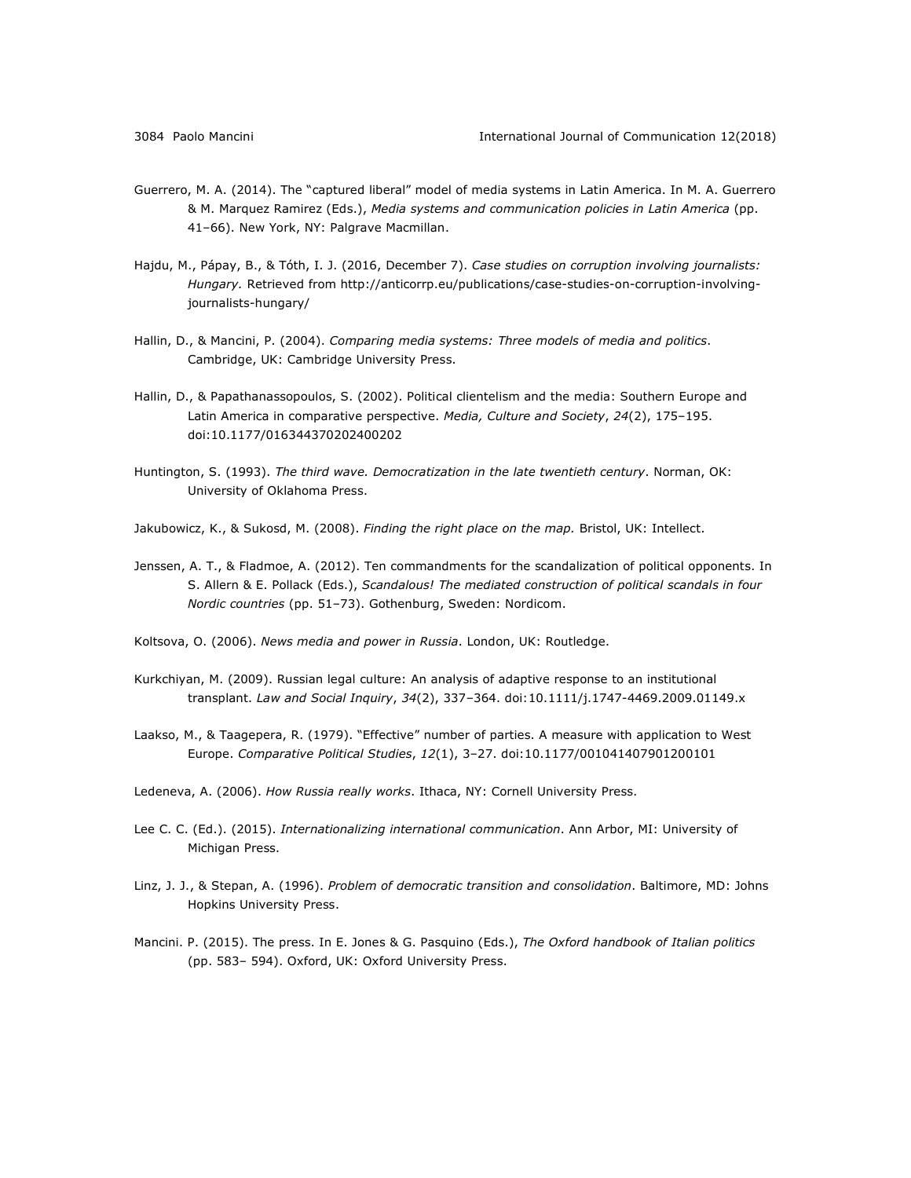Guerrero, M. A. (2014). The "captured liberal" model of media systems in Latin America. In M. A. Guerrero & M. Marquez Ramirez (Eds.), *Media systems and communication policies in Latin America* (pp. 41–66). New York, NY: Palgrave Macmillan.

Hajdu, M., Pápay, B., & Tóth, I. J. (2016, December 7). *Case studies on corruption involving journalists: Hungary.* Retrieved from http://anticorrp.eu/publications/case-studies-on-corruption-involving-journalists-hungary/

Hallin, D., & Mancini, P. (2004). *Comparing media systems: Three models of media and politics*. Cambridge, UK: Cambridge University Press.

Hallin, D., & Papathanassopoulos, S. (2002). Political clientelism and the media: Southern Europe and Latin America in comparative perspective. *Media, Culture and Society*, *24*(2), 175–195. doi:10.1177/016344370202400202

Huntington, S. (1993). *The third wave. Democratization in the late twentieth century*. Norman, OK: University of Oklahoma Press.

Jakubowicz, K., & Sukosd, M. (2008). *Finding the right place on the map.* Bristol, UK: Intellect.

Jenssen, A. T., & Fladmoe, A. (2012). Ten commandments for the scandalization of political opponents. In S. Allern & E. Pollack (Eds.), *Scandalous! The mediated construction of political scandals in four Nordic countries* (pp. 51–73). Gothenburg, Sweden: Nordicom.

Koltsova, O. (2006). *News media and power in Russia*. London, UK: Routledge.

Kurkchiyan, M. (2009). Russian legal culture: An analysis of adaptive response to an institutional transplant. *Law and Social Inquiry*, *34*(2), 337–364. doi:10.1111/j.1747-4469.2009.01149.x

Laakso, M., & Taagepera, R. (1979). "Effective" number of parties. A measure with application to West Europe. *Comparative Political Studies*, *12*(1), 3–27. doi:10.1177/001041407901200101

Ledeneva, A. (2006). *How Russia really works*. Ithaca, NY: Cornell University Press.

Lee C. C. (Ed.). (2015). *Internationalizing international communication*. Ann Arbor, MI: University of Michigan Press.

Linz, J. J., & Stepan, A. (1996). *Problem of democratic transition and consolidation*. Baltimore, MD: Johns Hopkins University Press.

Mancini. P. (2015). The press. In E. Jones & G. Pasquino (Eds.), *The Oxford handbook of Italian politics* (pp. 583– 594). Oxford, UK: Oxford University Press.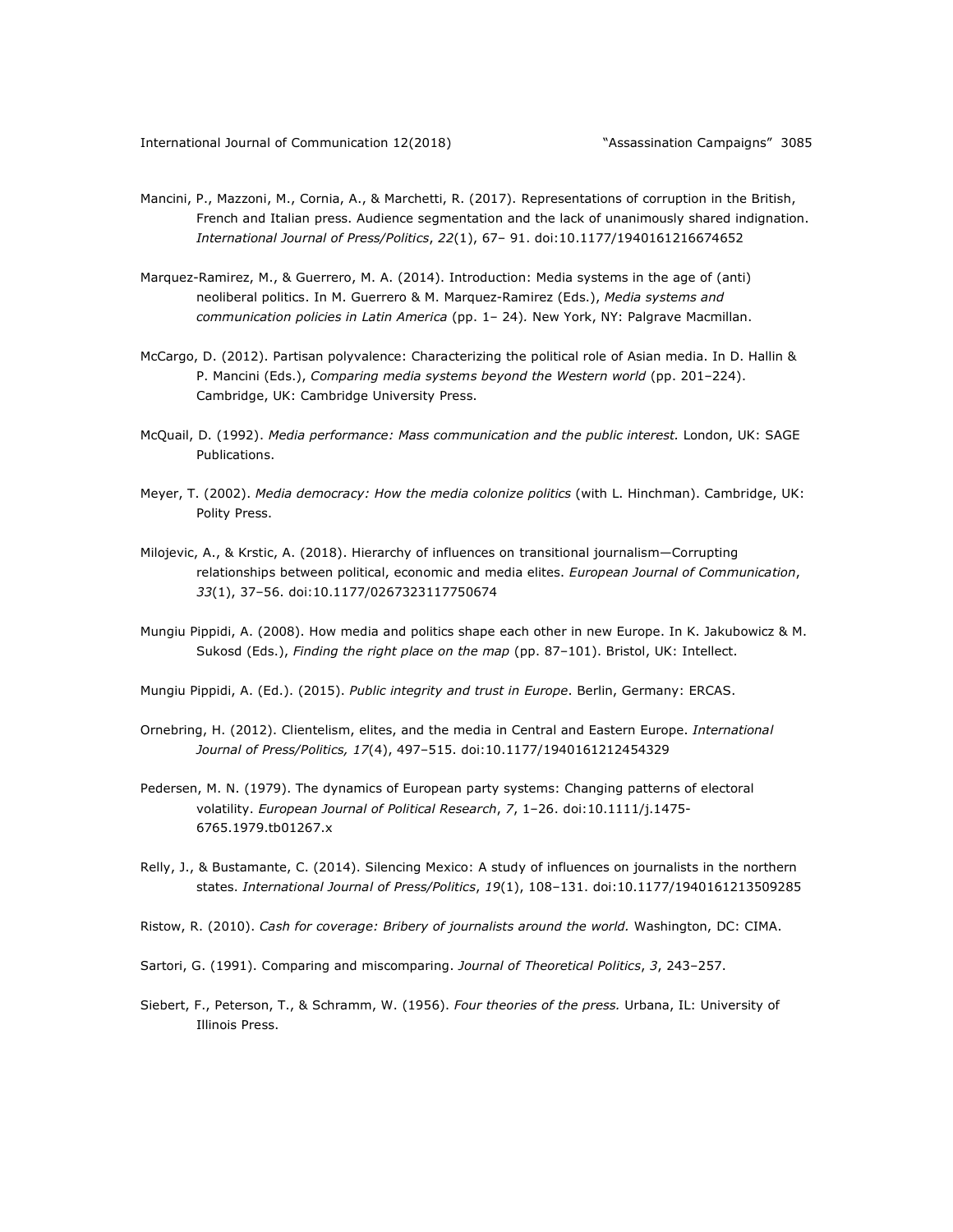Mancini, P., Mazzoni, M., Cornia, A., & Marchetti, R. (2017). Representations of corruption in the British, French and Italian press. Audience segmentation and the lack of unanimously shared indignation. *International Journal of Press/Politics*, *22*(1), 67– 91. doi:10.1177/1940161216674652

Marquez-Ramirez, M., & Guerrero, M. A. (2014). Introduction: Media systems in the age of (anti) neoliberal politics. In M. Guerrero & M. Marquez-Ramirez (Eds.), *Media systems and communication policies in Latin America* (pp. 1– 24). New York, NY: Palgrave Macmillan.

McCargo, D. (2012). Partisan polyvalence: Characterizing the political role of Asian media. In D. Hallin & P. Mancini (Eds.), *Comparing media systems beyond the Western world* (pp. 201–224). Cambridge, UK: Cambridge University Press.

McQuail, D. (1992). *Media performance: Mass communication and the public interest.* London, UK: SAGE Publications.

Meyer, T. (2002). *Media democracy: How the media colonize politics* (with L. Hinchman). Cambridge, UK: Polity Press.

Milojevic, A., & Krstic, A. (2018). Hierarchy of influences on transitional journalism—Corrupting relationships between political, economic and media elites. *European Journal of Communication*, *33*(1), 37–56. doi:10.1177/0267323117750674

Mungiu Pippidi, A. (2008). How media and politics shape each other in new Europe. In K. Jakubowicz & M. Sukosd (Eds.), *Finding the right place on the map* (pp. 87–101). Bristol, UK: Intellect.

Mungiu Pippidi, A. (Ed.). (2015). *Public integrity and trust in Europe*. Berlin, Germany: ERCAS.

Ornebring, H. (2012). Clientelism, elites, and the media in Central and Eastern Europe. *International Journal of Press/Politics, 17*(4), 497–515. doi:10.1177/1940161212454329

Pedersen, M. N. (1979). The dynamics of European party systems: Changing patterns of electoral volatility. *European Journal of Political Research*, *7*, 1–26. doi:10.1111/j.1475-6765.1979.tb01267.x

Relly, J., & Bustamante, C. (2014). Silencing Mexico: A study of influences on journalists in the northern states. *International Journal of Press/Politics*, *19*(1), 108–131. doi:10.1177/1940161213509285

Ristow, R. (2010). *Cash for coverage: Bribery of journalists around the world.* Washington, DC: CIMA.

Sartori, G. (1991). Comparing and miscomparing. *Journal of Theoretical Politics*, *3*, 243–257.

Siebert, F., Peterson, T., & Schramm, W. (1956). *Four theories of the press.* Urbana, IL: University of Illinois Press.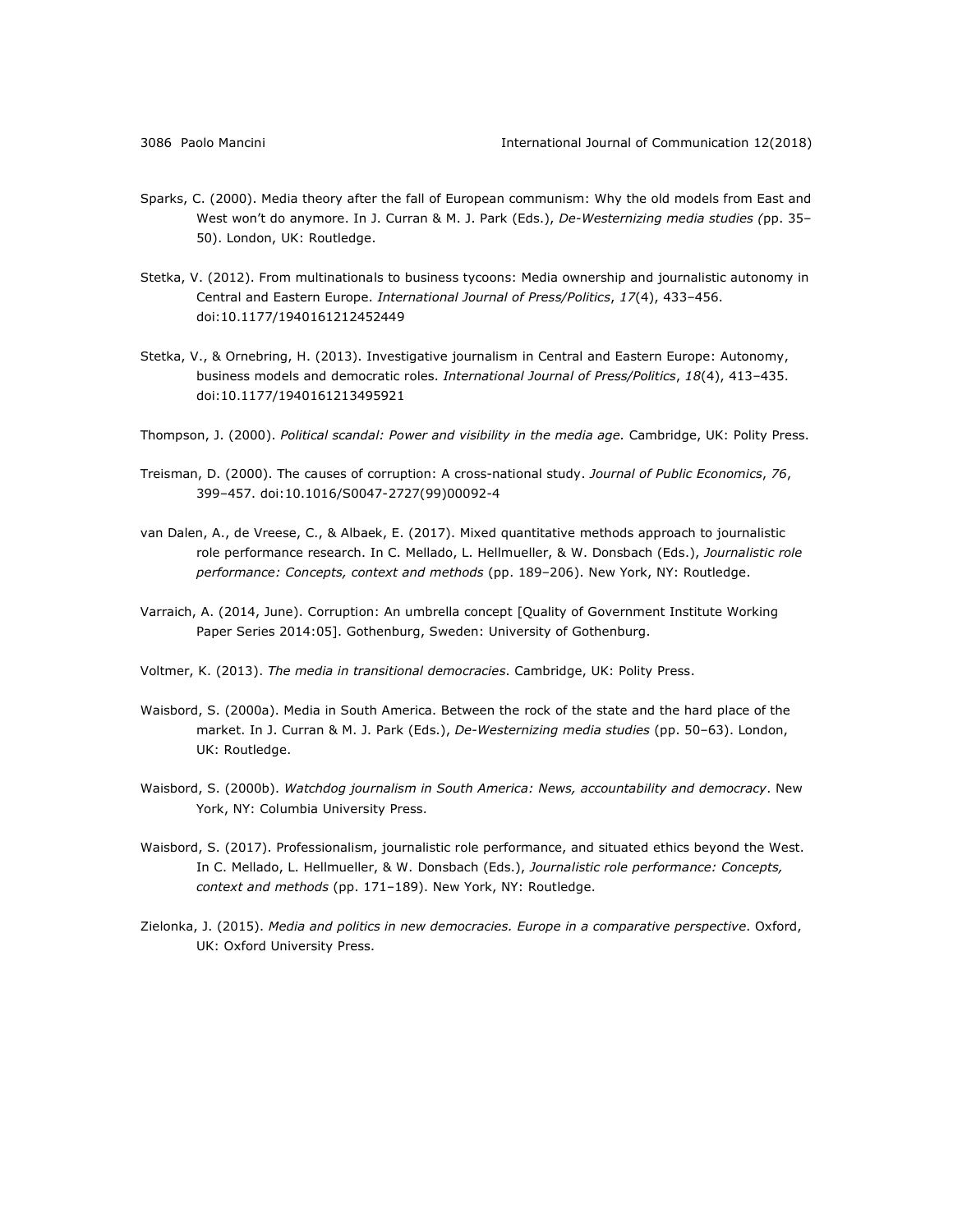Sparks, C. (2000). Media theory after the fall of European communism: Why the old models from East and West won't do anymore. In J. Curran & M. J. Park (Eds.), *De-Westernizing media studies (*pp. 35–50). London, UK: Routledge.

Stetka, V. (2012). From multinationals to business tycoons: Media ownership and journalistic autonomy in Central and Eastern Europe. *International Journal of Press/Politics*, *17*(4), 433–456. doi:10.1177/1940161212452449

Stetka, V., & Ornebring, H. (2013). Investigative journalism in Central and Eastern Europe: Autonomy, business models and democratic roles. *International Journal of Press/Politics*, *18*(4), 413–435. doi:10.1177/1940161213495921

Thompson, J. (2000). *Political scandal: Power and visibility in the media age.* Cambridge, UK: Polity Press.

Treisman, D. (2000). The causes of corruption: A cross-national study. *Journal of Public Economics*, *76*, 399–457. doi:10.1016/S0047-2727(99)00092-4

van Dalen, A., de Vreese, C., & Albaek, E. (2017). Mixed quantitative methods approach to journalistic role performance research. In C. Mellado, L. Hellmueller, & W. Donsbach (Eds.), *Journalistic role performance: Concepts, context and methods* (pp. 189–206). New York, NY: Routledge.

Varraich, A. (2014, June). Corruption: An umbrella concept [Quality of Government Institute Working Paper Series 2014:05]. Gothenburg, Sweden: University of Gothenburg.

Voltmer, K. (2013). *The media in transitional democracies*. Cambridge, UK: Polity Press.

Waisbord, S. (2000a). Media in South America. Between the rock of the state and the hard place of the market. In J. Curran & M. J. Park (Eds.), *De-Westernizing media studies* (pp. 50–63). London, UK: Routledge.

Waisbord, S. (2000b). *Watchdog journalism in South America: News, accountability and democracy*. New York, NY: Columbia University Press.

Waisbord, S. (2017). Professionalism, journalistic role performance, and situated ethics beyond the West. In C. Mellado, L. Hellmueller, & W. Donsbach (Eds.), *Journalistic role performance: Concepts, context and methods* (pp. 171–189). New York, NY: Routledge.

Zielonka, J. (2015). *Media and politics in new democracies. Europe in a comparative perspective*. Oxford, UK: Oxford University Press.